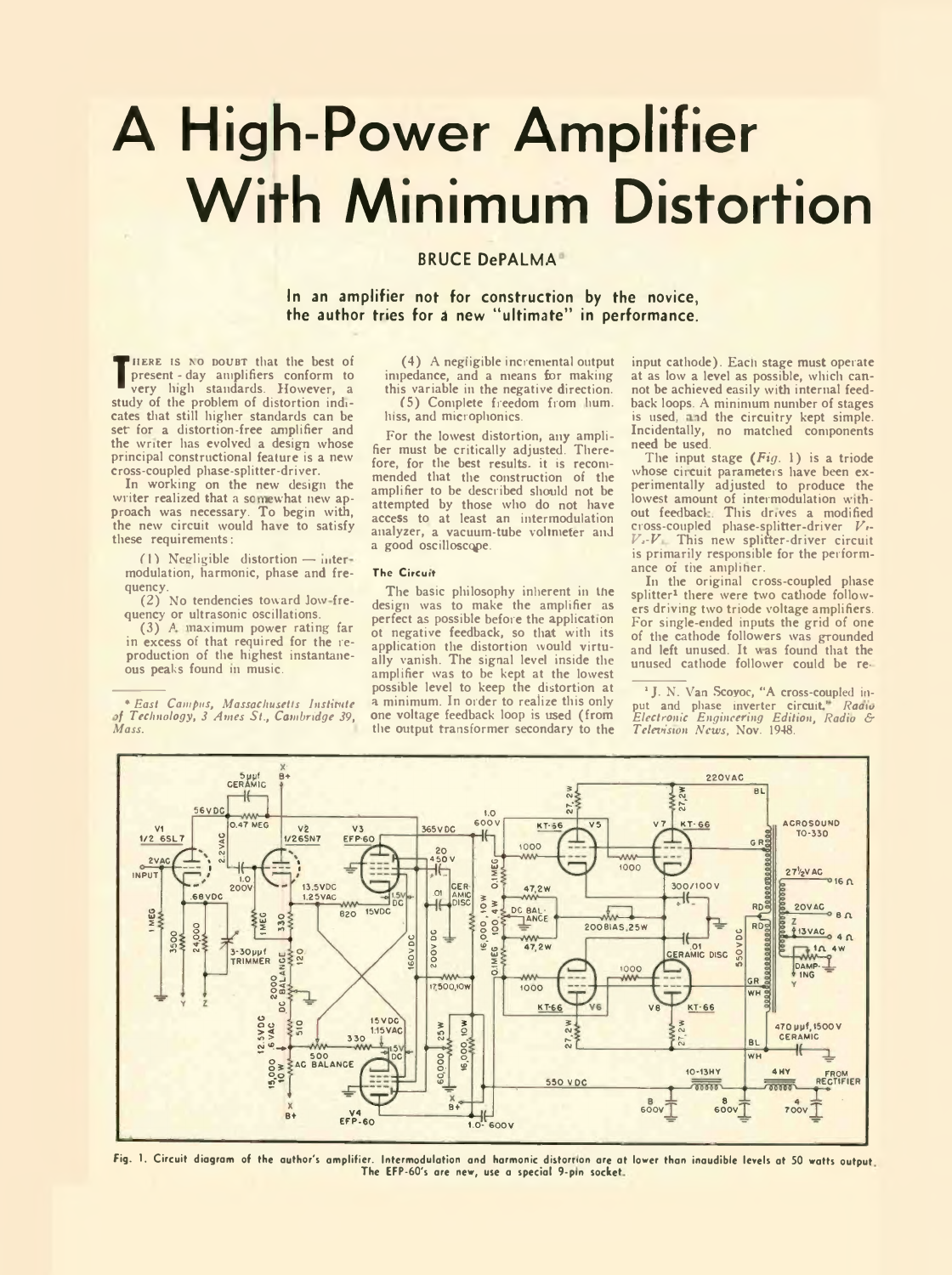# A High-Power Amplifier With Minimum Distortion

**BRUCE DePALMA***

**In an amplifier not for construction by the novice, the author tries for a new "ultimate" in performance.**

There is no doubt that the best of present-day amplifiers conform to very high standards. However, a study of the problem of distortion indicates that still higher standards can be set for a distortion-free amplifier and the writer has evolved a design whose principal constructional feature is a new cross-coupled phase-splitter-driver.

In working on the new design the writer realized that a somewhat new approach was necessary. To begin with, the new circuit would have to satisfy these requirements:

(1) Negligible distortion — intermodulation, harmonic, phase and frequency.

(2) No tendencies toward low-frequency or ultrasonic oscillations.

(3) A maximum power rating far in excess of that required for the reproduction of the highest instantaneous peaks found in music.

(4) A negligible incremental output impedance, and a means for making this variable in the negative direction.

(5) Complete freedom from hum, hiss, and microphonics.

For the lowest distortion, any amplifier must be critically adjusted. Therefore, for the best results, it is recommended that the construction of the amplifier to be described should not be attempted by those who do not have access to at least an intermodulation analyzer, a vacuum-tube voltmeter and a good oscilloscope.

#### The Circuit

The basic philosophy inherent in the design was to make the amplifier as perfect as possible before the application of negative feedback, so that with its application the distortion would virtually vanish. The signal level inside the amplifier was to be kept at the lowest possible level to keep the distortion at a minimum. In order to realize this only one voltage feedback loop is used (from the output transformer secondary to the input cathode). Each stage must operate at as low a level as possible, which cannot be achieved easily with internal feedback loops. A minimum number of stages is used, and the circuitry kept simple. Incidentally, no matched components need be used.

The input stage (*Fig.* 1) is a triode whose circuit parameters have been experimentally adjusted to produce the lowest amount of intermodulation without feedback. This drives a modified cross-coupled phase-splitter-driver $V_2$-$V_3$-$V_4$. This new splitter-driver circuit is primarily responsible for the performance of the amplifier.

In the original cross-coupled phase splitter[1] there were two cathode followers driving two triode voltage amplifiers. For single-ended inputs the grid of one of the cathode followers was grounded and left unused. It was found that the unused cathode follower could be re-

---

\* *East Campus, Massachusetts Institute of Technology, 3 Ames St., Cambridge 39, Mass.*

[1] J. N. Van Scoyoc, "A cross-coupled input and phase inverter circuit," *Radio Electronic Engineering Edition, Radio & Television News*, Nov. 1948.

Fig. 1. Circuit diagram of the author's amplifier. Intermodulation and harmonic distortion are at lower than inaudible levels at 50 watts output. The EFP-60's are new, use a special 9-pin socket.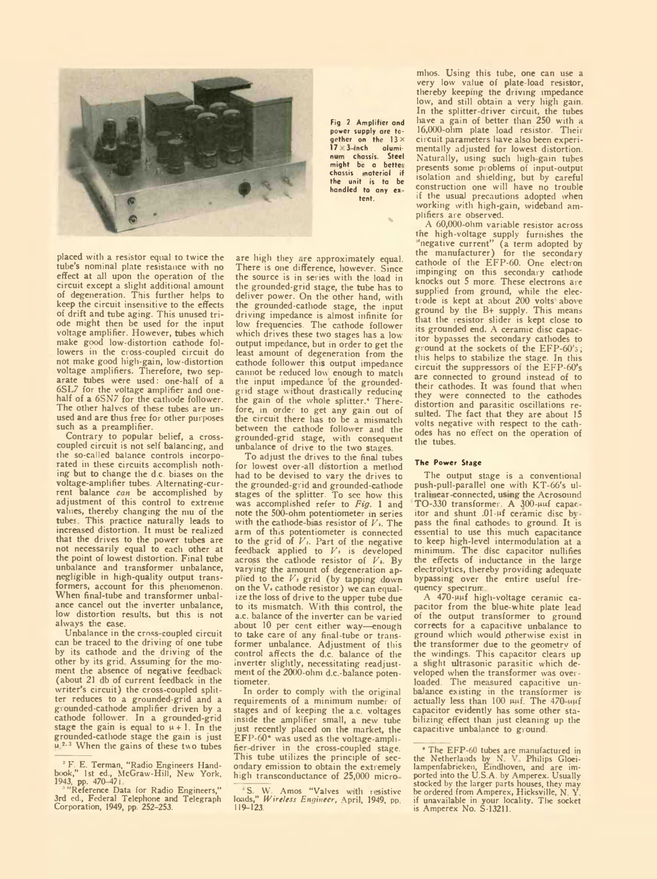Fig 2 Amplifier and power supply are together on the 13 × 17 × 3-inch aluminum chassis. Steel might be a better chassis material if the unit is to be handled to any extent.

placed with a resistor equal to twice the tube's nominal plate resistance with no effect at all upon the operation of the circuit except a slight additional amount of degeneration. This further helps to keep the circuit insensitive to the effects of drift and tube aging. This unused triode might then be used for the input voltage amplifier. However, tubes which make good low-distortion cathode followers in the cross-coupled circuit do not make good high-gain, low-distortion voltage amplifiers. Therefore, two separate tubes were used: one-half of a 6SL7 for the voltage amplifier and one-half of a 6SN7 for the cathode follower. The other halves of these tubes are unused and are thus free for other purposes such as a preamplifier.

Contrary to popular belief, a cross-coupled circuit is not self balancing, and the so-called balance controls incorporated in these circuits accomplish nothing but to change the d.c. biases on the voltage-amplifier tubes. Alternating-current balance *can* be accomplished by adjustment of this control to extreme values, thereby changing the mu of the tubes. This practice naturally leads to increased distortion. It must be realized that the drives to the power tubes are not necessarily equal to each other at the point of lowest distortion. Final tube unbalance and transformer unbalance, negligible in high-quality output transformers, account for this phenomenon. When final-tube and transformer unbalance cancel out the inverter unbalance, low distortion results, but this is not always the case.

Unbalance in the cross-coupled circuit can be traced to the driving of one tube by its cathode and the driving of the other by its grid. Assuming for the moment the absence of negative feedback (about 21 db of current feedback in the writer's circuit) the cross-coupled splitter reduces to a grounded-grid and a grounded-cathode amplifier driven by a cathode follower. In a grounded-grid stage the gain is equal to $\mu + 1$. In the grounded-cathode stage the gain is just $\mu$.[2,3] When the gains of these two tubes are high they are approximately equal. There is one difference, however. Since the source is in series with the load in the grounded-grid stage, the tube has to deliver power. On the other hand, with the grounded-cathode stage, the input driving impedance is almost infinite for low frequencies. The cathode follower which drives these two stages has a low output impedance, but in order to get the least amount of degeneration from the cathode follower this output impedance cannot be reduced low enough to match the input impedance of the grounded-grid stage without drastically reducing the gain of the whole splitter.[4] Therefore, in order to get any gain out of the circuit there has to be a mismatch between the cathode follower and the grounded-grid stage, with consequent unbalance of drive to the two stages.

To adjust the drives to the final tubes for lowest over-all distortion a method had to be devised to vary the drives to the grounded-grid and grounded-cathode stages of the splitter. To see how this was accomplished refer to *Fig*. 1 and note the 500-ohm potentiometer in series with the cathode-bias resistor of $V_4$. The arm of this potentiometer is connected to the grid of $V_3$. Part of the negative feedback applied to $V_3$ is developed across the cathode resistor of $V_4$. By varying the amount of degeneration applied to the $V_3$ grid (by tapping down on the $V_4$ cathode resistor) we can equalize the loss of drive to the upper tube due to its mismatch. With this control, the a.c. balance of the inverter can be varied about 10 per cent either way—enough to take care of any final-tube or transformer unbalance. Adjustment of this control affects the d.c. balance of the inverter slightly, necessitating readjustment of the 2000-ohm d.c.-balance potentiometer.

In order to comply with the original requirements of a minimum number of stages and of keeping the a.c. voltages inside the amplifier small, a new tube just recently placed on the market, the EFP-60* was used as the voltage-amplifier-driver in the cross-coupled stage. This tube utilizes the principle of secondary emission to obtain the extremely high transconductance of 25,000 micromhos. Using this tube, one can use a very low value of plate-load resistor, thereby keeping the driving impedance low, and still obtain a very high gain. In the splitter-driver circuit, the tubes have a gain of better than 250 with a 16,000-ohm plate load resistor. Their circuit parameters have also been experimentally adjusted for lowest distortion. Naturally, using such high-gain tubes presents some problems of input-output isolation and shielding, but by careful construction one will have no trouble if the usual precautions adopted when working with high-gain, wideband amplifiers are observed.

A 60,000-ohm variable resistor across the high-voltage supply furnishes the "negative current" (a term adopted by the manufacturer) for the secondary cathode of the EFP-60. One electron impinging on this secondary cathode knocks out 5 more. These electrons are supplied from ground, while the electrode is kept at about 200 volts above ground by the B+ supply. This means that the resistor slider is kept close to its grounded end. A ceramic disc capacitor bypasses the secondary cathodes to ground at the sockets of the EFP-60's; this helps to stabilize the stage. In this circuit the suppressors of the EFP-60's are connected to ground instead of to their cathodes. It was found that when they were connected to the cathodes distortion and parasitic oscillations resulted. The fact that they are about 15 volts negative with respect to the cathodes has no effect on the operation of the tubes.

### The Power Stage

The output stage is a conventional push-pull-parallel one with KT-66's ultralinear-connected, using the Acrosound TO-330 transformer. A 300-μμf capacitor and shunt .01-μf ceramic disc bypass the final cathodes to ground. It is essential to use this much capacitance to keep high-level intermodulation at a minimum. The disc capacitor nullifies the effects of inductance in the large electrolytics, thereby providing adequate bypassing over the entire useful frequency spectrum.

A 470-μμf high-voltage ceramic capacitor from the blue-white plate lead of the output transformer to ground corrects for a capacitive unbalance to ground which would otherwise exist in the transformer due to the geometry of the windings. This capacitor clears up a slight ultrasonic parasitic which developed when the transformer was overloaded. The measured capacitive unbalance existing in the transformer is actually less than 100 μμf. The 470-μμf capacitor evidently has some other stabilizing effect than just cleaning up the capacitive unbalance to ground.

---

[2] F. E. Terman, "Radio Engineers Handbook," 1st ed., McGraw-Hill, New York, 1943, pp. 470–471.

[3] "Reference Data for Radio Engineers," 3rd ed., Federal Telephone and Telegraph Corporation, 1949, pp. 252–253.

[4] S. W. Amos "Valves with resistive loads," *Wireless Engineer*, April, 1949, pp. 119–123.

* The EFP-60 tubes are manufactured in the Netherlands by N. V. Philips Gloeilampenfabrieken, Eindhoven, and are imported into the U.S.A. by Amperex. Usually stocked by the larger parts houses, they may be ordered from Amperex, Hicksville, N. Y. if unavailable in your locality. The socket is Amperex No. S-13211.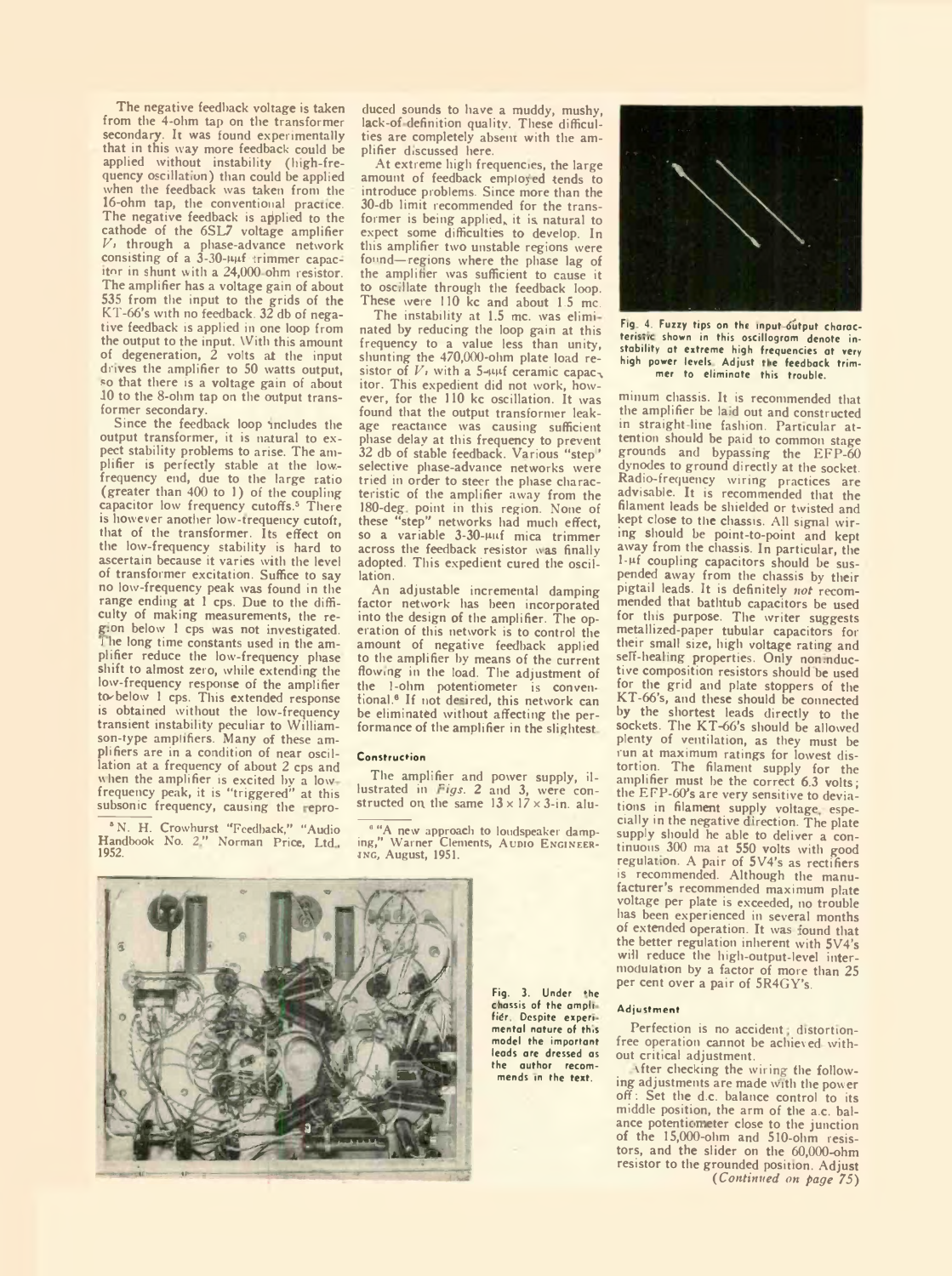The negative feedback voltage is taken from the 4-ohm tap on the transformer secondary. It was found experimentally that in this way more feedback could be applied without instability (high-frequency oscillation) than could be applied when the feedback was taken from the 16-ohm tap, the conventional practice. The negative feedback is applied to the cathode of the 6SL7 voltage amplifier $V_1$ through a phase-advance network consisting of a 3-30-μμf trimmer capacitor in shunt with a 24,000-ohm resistor. The amplifier has a voltage gain of about 535 from the input to the grids of the KT-66's with no feedback. 32 db of negative feedback is applied in one loop from the output to the input. With this amount of degeneration, 2 volts at the input drives the amplifier to 50 watts output, so that there is a voltage gain of about 10 to the 8-ohm tap on the output transformer secondary.

Since the feedback loop includes the output transformer, it is natural to expect stability problems to arise. The amplifier is perfectly stable at the low-frequency end, due to the large ratio (greater than 400 to 1) of the coupling capacitor low frequency cutoffs.[5] There is however another low-frequency cutoff, that of the transformer. Its effect on the low-frequency stability is hard to ascertain because it varies with the level of transformer excitation. Suffice to say no low-frequency peak was found in the range ending at 1 cps. Due to the difficulty of making measurements, the region below 1 cps was not investigated. The long time constants used in the amplifier reduce the low-frequency phase shift to almost zero, while extending the low-frequency response of the amplifier to below 1 cps. This extended response is obtained without the low-frequency transient instability peculiar to Williamson-type amplifiers. Many of these amplifiers are in a condition of near oscillation at a frequency of about 2 cps and when the amplifier is excited by a low-frequency peak, it is "triggered" at this subsonic frequency, causing the reproduced sounds to have a muddy, mushy, lack-of-definition quality. These difficulties are completely absent with the amplifier discussed here.

At extreme high frequencies, the large amount of feedback employed tends to introduce problems. Since more than the 30-db limit recommended for the transformer is being applied, it is natural to expect some difficulties to develop. In this amplifier two unstable regions were found—regions where the phase lag of the amplifier was sufficient to cause it to oscillate through the feedback loop. These were 110 kc and about 1.5 mc.

The instability at 1.5 mc. was eliminated by reducing the loop gain at this frequency to a value less than unity, shunting the 470,000-ohm plate load resistor of $V_1$ with a 5-μμf ceramic capacitor. This expedient did not work, however, for the 110 kc oscillation. It was found that the output transformer leakage reactance was causing sufficient phase delay at this frequency to prevent 32 db of stable feedback. Various "step" selective phase-advance networks were tried in order to steer the phase characteristic of the amplifier away from the 180-deg. point in this region. None of these "step" networks had much effect, so a variable 3-30-μμf mica trimmer across the feedback resistor was finally adopted. This expedient cured the oscillation.

An adjustable incremental damping factor network has been incorporated into the design of the amplifier. The operation of this network is to control the amount of negative feedback applied to the amplifier by means of the current flowing in the load. The adjustment of the 1-ohm potentiometer is conventional.[6] If not desired, this network can be eliminated without affecting the performance of the amplifier in the slightest.

[5] N. H. Crowhurst "Feedback," "Audio Handbook No. 2," Norman Price, Ltd., 1952.

[6] "A new approach to loudspeaker damping," Warner Clements, AUDIO ENGINEERING, August, 1951.

#### Construction

The amplifier and power supply, illustrated in *Figs. 2* and *3*, were constructed on the same 13 × 17 × 3-in. aluminum chassis. It is recommended that the amplifier be laid out and constructed in straight-line fashion. Particular attention should be paid to common stage grounds and bypassing the EFP-60 dynodes to ground directly at the socket. Radio-frequency wiring practices are advisable. It is recommended that the filament leads be shielded or twisted and kept close to the chassis. All signal wiring should be point-to-point and kept away from the chassis. In particular, the 1-μf coupling capacitors should be suspended away from the chassis by their pigtail leads. It is definitely *not* recommended that bathtub capacitors be used for this purpose. The writer suggests metallized-paper tubular capacitors for their small size, high voltage rating and self-healing properties. Only noninductive composition resistors should be used for the grid and plate stoppers of the KT-66's, and these should be connected by the shortest leads directly to the sockets. The KT-66's should be allowed plenty of ventilation, as they must be run at maximum ratings for lowest distortion. The filament supply for the amplifier must be the correct 6.3 volts; the EFP-60's are very sensitive to deviations in filament supply voltage, especially in the negative direction. The plate supply should be able to deliver a continuous 300 ma at 550 volts with good regulation. A pair of 5V4's as rectifiers is recommended. Although the manufacturer's recommended maximum plate voltage per plate is exceeded, no trouble has been experienced in several months of extended operation. It was found that the better regulation inherent with 5V4's will reduce the high-output-level intermodulation by a factor of more than 25 per cent over a pair of 5R4GY's.

Fig. 3. Under the chassis of the amplifier. Despite experimental nature of this model the important leads are dressed as the author recommends in the text.

Fig. 4. Fuzzy tips on the input-output characteristic shown in this oscillogram denote instability at extreme high frequencies at very high power levels. Adjust the feedback trimmer to eliminate this trouble.

#### Adjustment

Perfection is no accident; distortion-free operation cannot be achieved without critical adjustment.

After checking the wiring the following adjustments are made with the power off: Set the d.c. balance control to its middle position, the arm of the a.c. balance potentiometer close to the junction of the 15,000-ohm and 510-ohm resistors, and the slider on the 60,000-ohm resistor to the grounded position. Adjust

(*Continued on page 75*)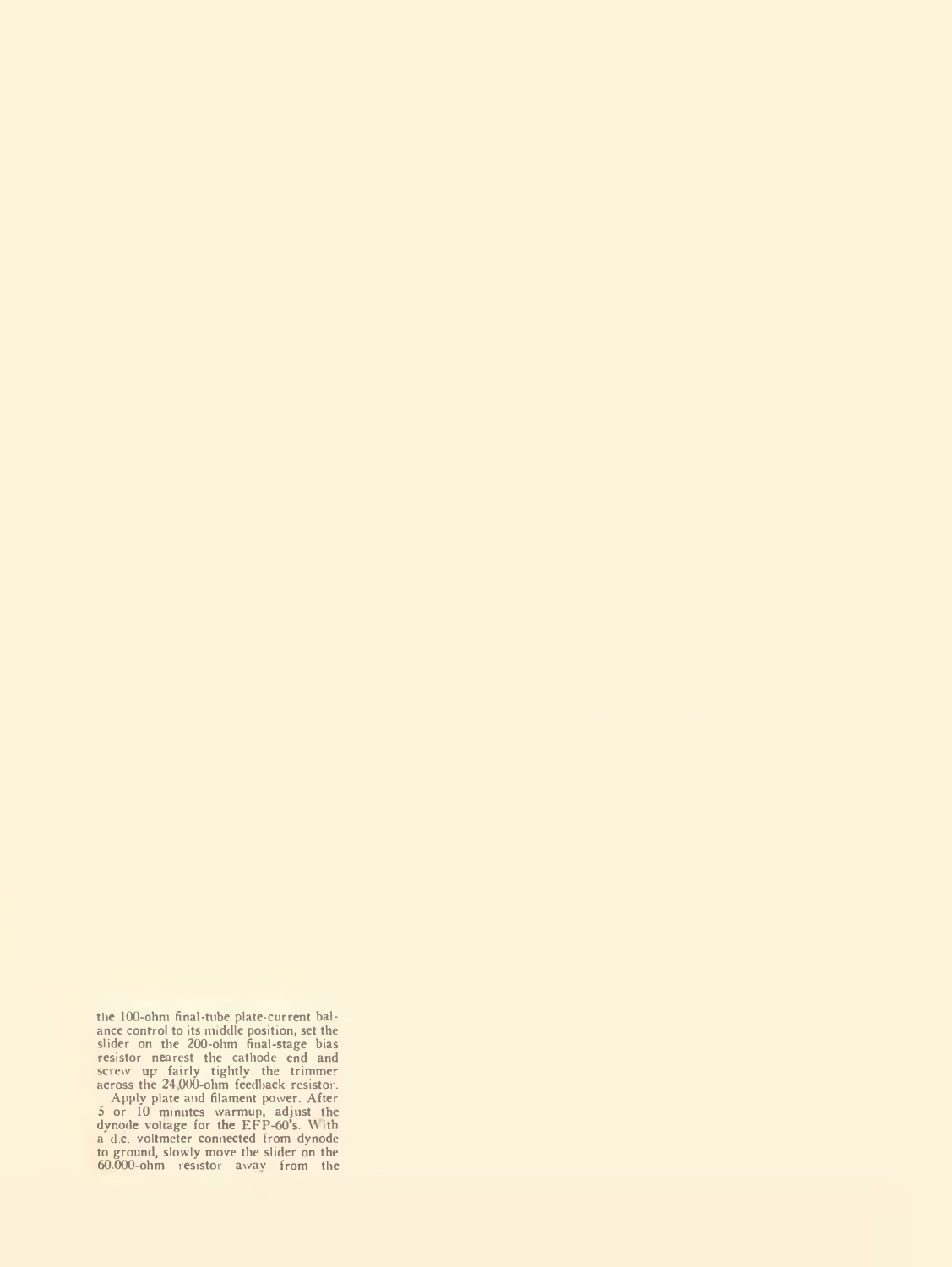the 100-ohm final-tube plate-current balance control to its middle position, set the slider on the 200-ohm final-stage bias resistor nearest the cathode end and screw up fairly tightly the trimmer across the 24,000-ohm feedback resistor.

Apply plate and filament power. After 5 or 10 minutes warmup, adjust the dynode voltage for the EFP-60's. With a d.c. voltmeter connected from dynode to ground, slowly move the slider on the 60,000-ohm resistor away from the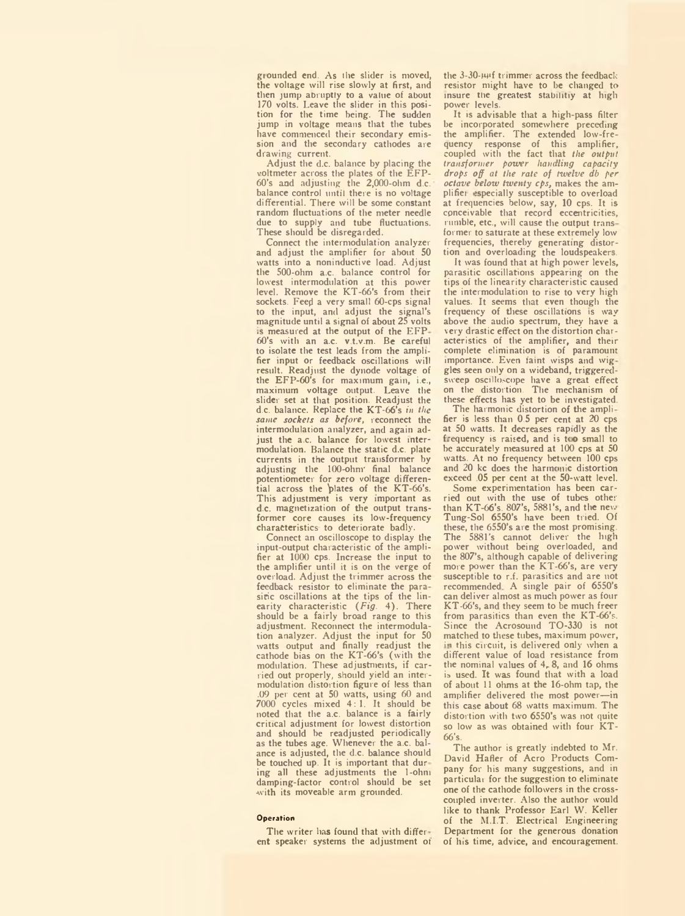grounded end. As the slider is moved, the voltage will rise slowly at first, and then jump abruptly to a value of about 170 volts. Leave the slider in this position for the time being. The sudden jump in voltage means that the tubes have commenced their secondary emission and the secondary cathodes are drawing current.

Adjust the d.c. balance by placing the voltmeter across the plates of the EFP-60's and adjusting the 2,000-ohm d.c. balance control until there is no voltage differential. There will be some constant random fluctuations of the meter needle due to supply and tube fluctuations. These should be disregarded.

Connect the intermodulation analyzer and adjust the amplifier for about 50 watts into a noninductive load. Adjust the 500-ohm a.c. balance control for lowest intermodulation at this power level. Remove the KT-66's from their sockets. Feed a very small 60-cps signal to the input, and adjust the signal's magnitude until a signal of about 25 volts is measured at the output of the EFP-60's with an a.c. v.t.v.m. Be careful to isolate the test leads from the amplifier input or feedback oscillations will result. Readjust the dynode voltage of the EFP-60's for maximum gain, i.e., maximum voltage output. Leave the slider set at that position. Readjust the d.c. balance. Replace the KT-66's *in the same sockets as before*, reconnect the intermodulation analyzer, and again adjust the a.c. balance for lowest intermodulation. Balance the static d.c. plate currents in the output transformer by adjusting the 100-ohm final balance potentiometer for zero voltage differential across the plates of the KT-66's. This adjustment is very important as d.c. magnetization of the output transformer core causes its low-frequency characteristics to deteriorate badly.

Connect an oscilloscope to display the input-output characteristic of the amplifier at 1000 cps. Increase the input to the amplifier until it is on the verge of overload. Adjust the trimmer across the feedback resistor to eliminate the parasitic oscillations at the tips of the linearity characteristic (*Fig.* 4). There should be a fairly broad range to this adjustment. Reconnect the intermodulation analyzer. Adjust the input for 50 watts output and finally readjust the cathode bias on the KT-66's (with the modulation. These adjustments, if carried out properly, should yield an intermodulation distortion figure of less than .09 per cent at 50 watts, using 60 and 7000 cycles mixed 4:1. It should be noted that the a.c. balance is a fairly critical adjustment for lowest distortion and should be readjusted periodically as the tubes age. Whenever the a.c. balance is adjusted, the d.c. balance should be touched up. It is important that during all these adjustments the 1-ohm damping-factor control should be set with its moveable arm grounded.

### Operation

The writer has found that with different speaker systems the adjustment of the 3-30-μμf trimmer across the feedback resistor might have to be changed to insure the greatest stability at high power levels.

It is advisable that a high-pass filter be incorporated somewhere preceding the amplifier. The extended low-frequency response of this amplifier, coupled with the fact that *the output transformer power handling capacity drops off at the rate of twelve db per octave below twenty cps,* makes the amplifier especially susceptible to overload at frequencies below, say, 10 cps. It is conceivable that record eccentricities, rumble, etc., will cause the output transformer to saturate at these extremely low frequencies, thereby generating distortion and overloading the loudspeakers.

It was found that at high power levels, parasitic oscillations appearing on the tips of the linearity characteristic caused the intermodulation to rise to very high values. It seems that even though the frequency of these oscillations is way above the audio spectrum, they have a very drastic effect on the distortion characteristics of the amplifier, and their complete elimination is of paramount importance. Even faint wisps and wiggles seen only on a wideband, triggered-sweep oscilloscope have a great effect on the distortion. The mechanism of these effects has yet to be investigated.

The harmonic distortion of the amplifier is less than 0.5 per cent at 20 cps at 50 watts. It decreases rapidly as the frequency is raised, and is too small to be accurately measured at 100 cps at 50 watts. At no frequency between 100 cps and 20 kc does the harmonic distortion exceed .05 per cent at the 50-watt level.

Some experimentation has been carried out with the use of tubes other than KT-66's. 807's, 5881's, and the new Tung-Sol 6550's have been tried. Of these, the 6550's are the most promising. The 5881's cannot deliver the high power without being overloaded, and the 807's, although capable of delivering more power than the KT-66's, are very susceptible to r.f. parasitics and are not recommended. A single pair of 6550's can deliver almost as much power as four KT-66's, and they seem to be much freer from parasitics than even the KT-66's. Since the Acrosound TO-330 is not matched to these tubes, maximum power, in this circuit, is delivered only when a different value of load resistance from the nominal values of 4, 8, and 16 ohms is used. It was found that with a load of about 11 ohms at the 16-ohm tap, the amplifier delivered the most power—in this case about 68 watts maximum. The distortion with two 6550's was not quite so low as was obtained with four KT-66's.

The author is greatly indebted to Mr. David Hafler of Acro Products Company for his many suggestions, and in particular for the suggestion to eliminate one of the cathode followers in the cross-coupled inverter. Also the author would like to thank Professor Earl W. Keller of the M.I.T. Electrical Engineering Department for the generous donation of his time, advice, and encouragement.